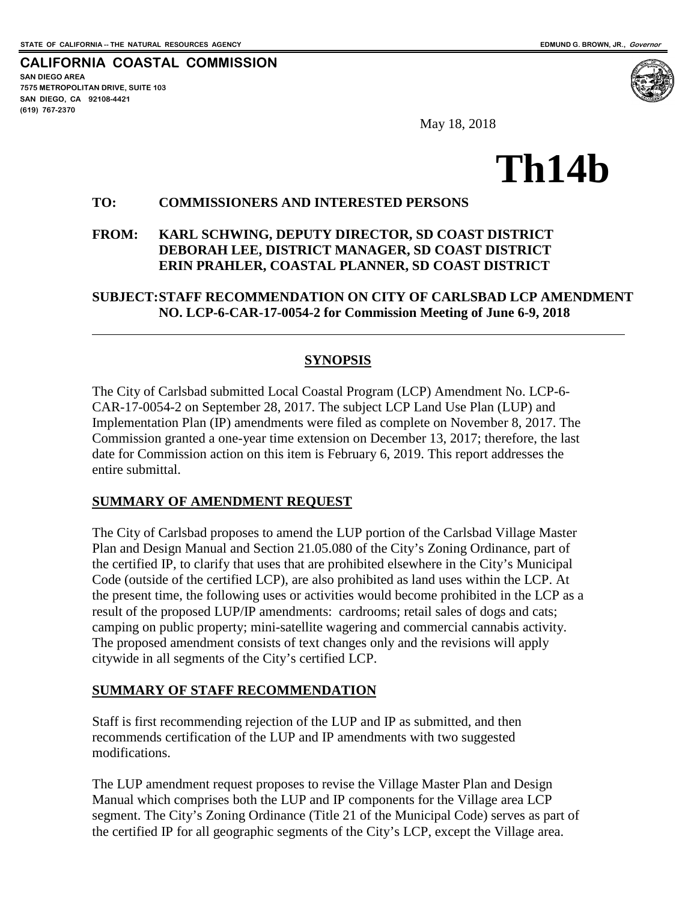STATE OF CALIFORNIA -- THE NATURAL RESOURCES AGENCY

EDMUND G. BROWN, JR., *Governor*

**CALIFORNIA COASTAL COMMISSION**
SAN DIEGO AREA
7575 METROPOLITAN DRIVE, SUITE 103
SAN DIEGO, CA 92108-4421
(619) 767-2370

May 18, 2018

# Th14b

**TO:** **COMMISSIONERS AND INTERESTED PERSONS**

**FROM:** **KARL SCHWING, DEPUTY DIRECTOR, SD COAST DISTRICT**
**DEBORAH LEE, DISTRICT MANAGER, SD COAST DISTRICT**
**ERIN PRAHLER, COASTAL PLANNER, SD COAST DISTRICT**

**SUBJECT: STAFF RECOMMENDATION ON CITY OF CARLSBAD LCP AMENDMENT NO. LCP-6-CAR-17-0054-2 for Commission Meeting of June 6-9, 2018**

---

## SYNOPSIS

The City of Carlsbad submitted Local Coastal Program (LCP) Amendment No. LCP-6-CAR-17-0054-2 on September 28, 2017. The subject LCP Land Use Plan (LUP) and Implementation Plan (IP) amendments were filed as complete on November 8, 2017. The Commission granted a one-year time extension on December 13, 2017; therefore, the last date for Commission action on this item is February 6, 2019. This report addresses the entire submittal.

## SUMMARY OF AMENDMENT REQUEST

The City of Carlsbad proposes to amend the LUP portion of the Carlsbad Village Master Plan and Design Manual and Section 21.05.080 of the City's Zoning Ordinance, part of the certified IP, to clarify that uses that are prohibited elsewhere in the City's Municipal Code (outside of the certified LCP), are also prohibited as land uses within the LCP. At the present time, the following uses or activities would become prohibited in the LCP as a result of the proposed LUP/IP amendments: cardrooms; retail sales of dogs and cats; camping on public property; mini-satellite wagering and commercial cannabis activity. The proposed amendment consists of text changes only and the revisions will apply citywide in all segments of the City's certified LCP.

## SUMMARY OF STAFF RECOMMENDATION

Staff is first recommending rejection of the LUP and IP as submitted, and then recommends certification of the LUP and IP amendments with two suggested modifications.

The LUP amendment request proposes to revise the Village Master Plan and Design Manual which comprises both the LUP and IP components for the Village area LCP segment. The City's Zoning Ordinance (Title 21 of the Municipal Code) serves as part of the certified IP for all geographic segments of the City's LCP, except the Village area.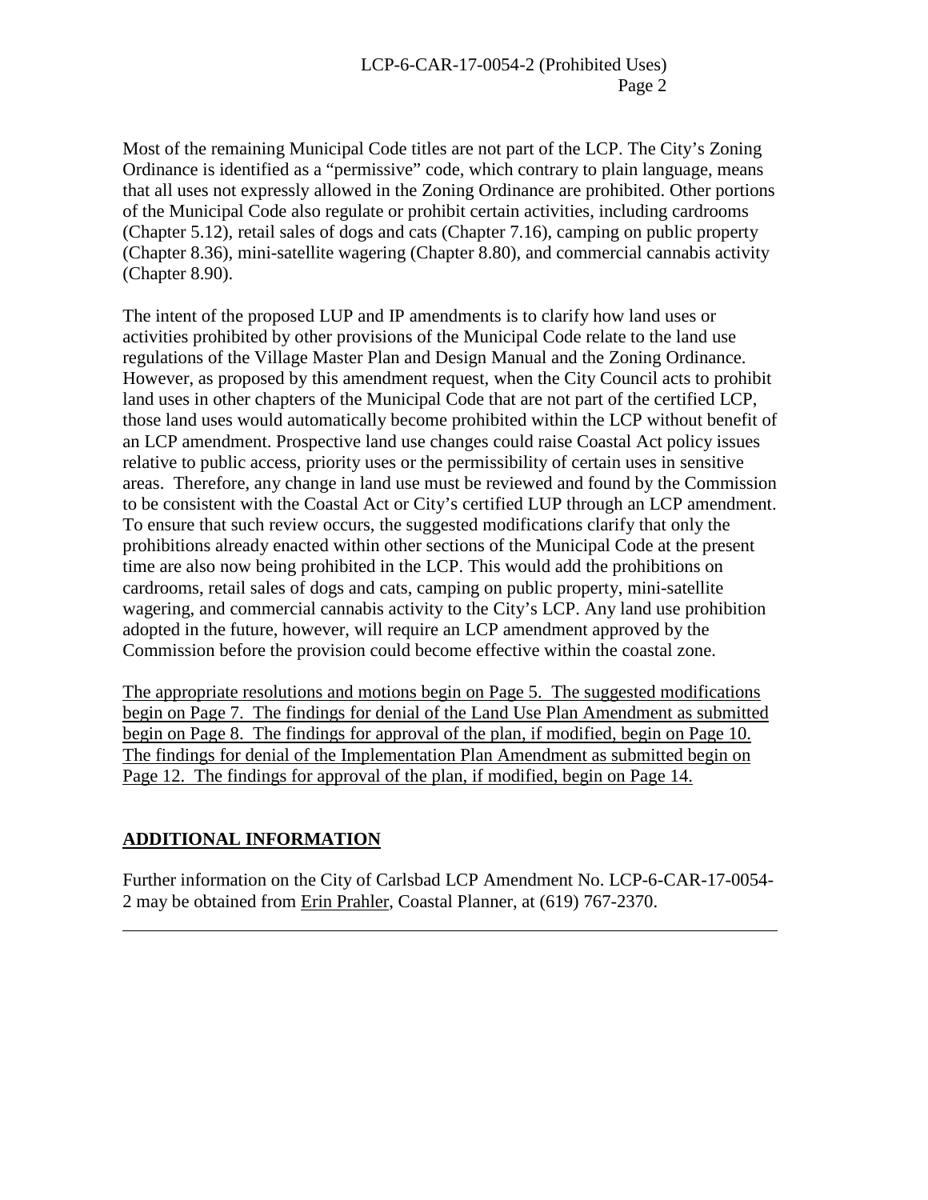Most of the remaining Municipal Code titles are not part of the LCP. The City's Zoning Ordinance is identified as a "permissive" code, which contrary to plain language, means that all uses not expressly allowed in the Zoning Ordinance are prohibited. Other portions of the Municipal Code also regulate or prohibit certain activities, including cardrooms (Chapter 5.12), retail sales of dogs and cats (Chapter 7.16), camping on public property (Chapter 8.36), mini-satellite wagering (Chapter 8.80), and commercial cannabis activity (Chapter 8.90).

The intent of the proposed LUP and IP amendments is to clarify how land uses or activities prohibited by other provisions of the Municipal Code relate to the land use regulations of the Village Master Plan and Design Manual and the Zoning Ordinance. However, as proposed by this amendment request, when the City Council acts to prohibit land uses in other chapters of the Municipal Code that are not part of the certified LCP, those land uses would automatically become prohibited within the LCP without benefit of an LCP amendment. Prospective land use changes could raise Coastal Act policy issues relative to public access, priority uses or the permissibility of certain uses in sensitive areas. Therefore, any change in land use must be reviewed and found by the Commission to be consistent with the Coastal Act or City's certified LUP through an LCP amendment. To ensure that such review occurs, the suggested modifications clarify that only the prohibitions already enacted within other sections of the Municipal Code at the present time are also now being prohibited in the LCP. This would add the prohibitions on cardrooms, retail sales of dogs and cats, camping on public property, mini-satellite wagering, and commercial cannabis activity to the City's LCP. Any land use prohibition adopted in the future, however, will require an LCP amendment approved by the Commission before the provision could become effective within the coastal zone.

The appropriate resolutions and motions begin on Page 5. The suggested modifications begin on Page 7. The findings for denial of the Land Use Plan Amendment as submitted begin on Page 8. The findings for approval of the plan, if modified, begin on Page 10. The findings for denial of the Implementation Plan Amendment as submitted begin on Page 12. The findings for approval of the plan, if modified, begin on Page 14.

## ADDITIONAL INFORMATION

Further information on the City of Carlsbad LCP Amendment No. LCP-6-CAR-17-0054-2 may be obtained from Erin Prahler, Coastal Planner, at (619) 767-2370.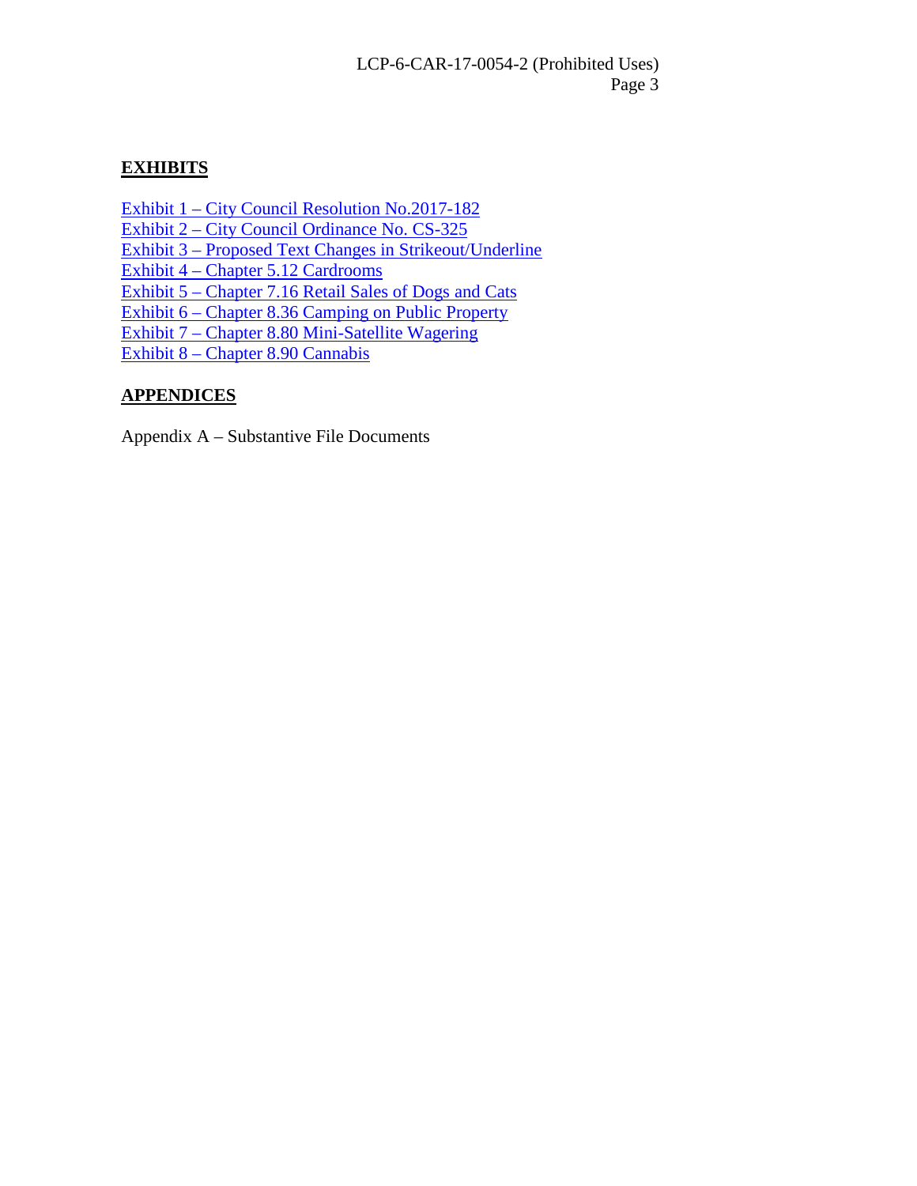## EXHIBITS

Exhibit 1 – City Council Resolution No.2017-182
Exhibit 2 – City Council Ordinance No. CS-325
Exhibit 3 – Proposed Text Changes in Strikeout/Underline
Exhibit 4 – Chapter 5.12 Cardrooms
Exhibit 5 – Chapter 7.16 Retail Sales of Dogs and Cats
Exhibit 6 – Chapter 8.36 Camping on Public Property
Exhibit 7 – Chapter 8.80 Mini-Satellite Wagering
Exhibit 8 – Chapter 8.90 Cannabis

## APPENDICES

Appendix A – Substantive File Documents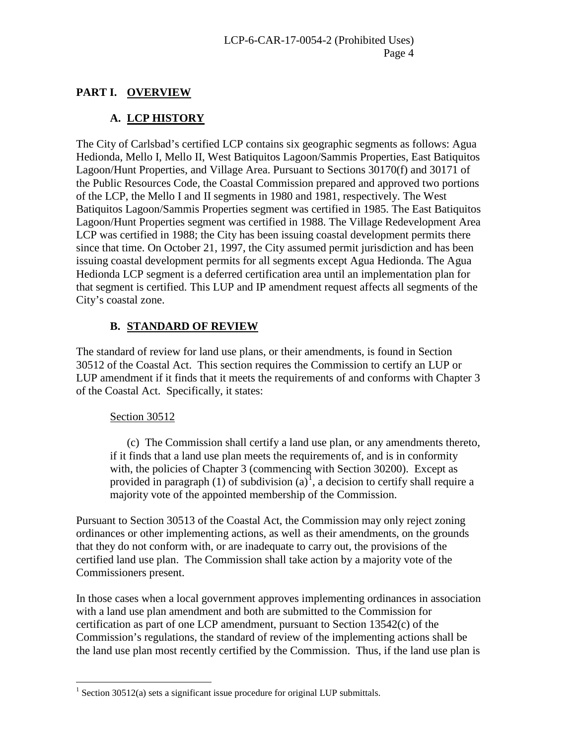## PART I. OVERVIEW

### A. LCP HISTORY

The City of Carlsbad's certified LCP contains six geographic segments as follows: Agua Hedionda, Mello I, Mello II, West Batiquitos Lagoon/Sammis Properties, East Batiquitos Lagoon/Hunt Properties, and Village Area. Pursuant to Sections 30170(f) and 30171 of the Public Resources Code, the Coastal Commission prepared and approved two portions of the LCP, the Mello I and II segments in 1980 and 1981, respectively. The West Batiquitos Lagoon/Sammis Properties segment was certified in 1985. The East Batiquitos Lagoon/Hunt Properties segment was certified in 1988. The Village Redevelopment Area LCP was certified in 1988; the City has been issuing coastal development permits there since that time. On October 21, 1997, the City assumed permit jurisdiction and has been issuing coastal development permits for all segments except Agua Hedionda. The Agua Hedionda LCP segment is a deferred certification area until an implementation plan for that segment is certified. This LUP and IP amendment request affects all segments of the City's coastal zone.

### B. STANDARD OF REVIEW

The standard of review for land use plans, or their amendments, is found in Section 30512 of the Coastal Act. This section requires the Commission to certify an LUP or LUP amendment if it finds that it meets the requirements of and conforms with Chapter 3 of the Coastal Act. Specifically, it states:

> Section 30512
>
> (c) The Commission shall certify a land use plan, or any amendments thereto, if it finds that a land use plan meets the requirements of, and is in conformity with, the policies of Chapter 3 (commencing with Section 30200). Except as provided in paragraph (1) of subdivision (a)[1], a decision to certify shall require a majority vote of the appointed membership of the Commission.

Pursuant to Section 30513 of the Coastal Act, the Commission may only reject zoning ordinances or other implementing actions, as well as their amendments, on the grounds that they do not conform with, or are inadequate to carry out, the provisions of the certified land use plan. The Commission shall take action by a majority vote of the Commissioners present.

In those cases when a local government approves implementing ordinances in association with a land use plan amendment and both are submitted to the Commission for certification as part of one LCP amendment, pursuant to Section 13542(c) of the Commission's regulations, the standard of review of the implementing actions shall be the land use plan most recently certified by the Commission. Thus, if the land use plan is

---

[1] Section 30512(a) sets a significant issue procedure for original LUP submittals.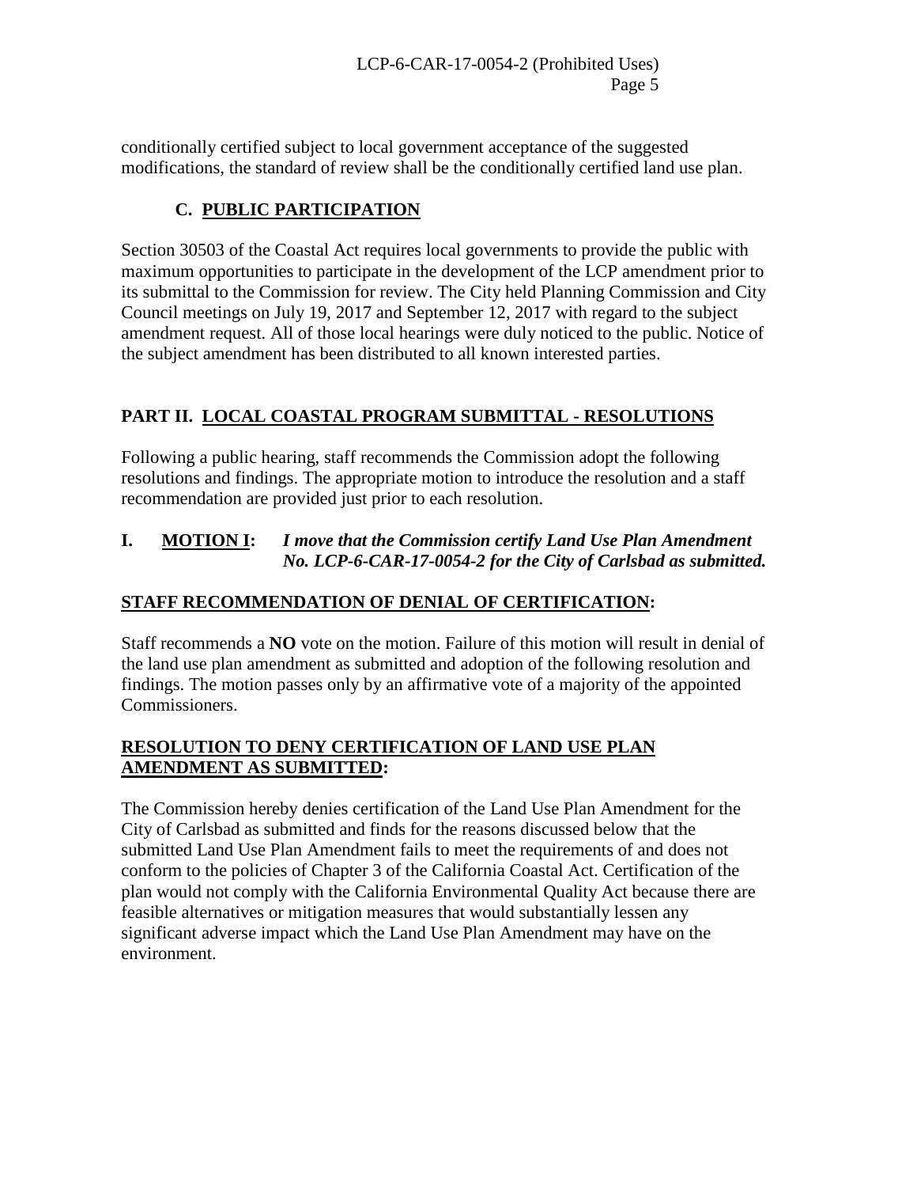conditionally certified subject to local government acceptance of the suggested modifications, the standard of review shall be the conditionally certified land use plan.

### C. PUBLIC PARTICIPATION

Section 30503 of the Coastal Act requires local governments to provide the public with maximum opportunities to participate in the development of the LCP amendment prior to its submittal to the Commission for review. The City held Planning Commission and City Council meetings on July 19, 2017 and September 12, 2017 with regard to the subject amendment request. All of those local hearings were duly noticed to the public. Notice of the subject amendment has been distributed to all known interested parties.

## PART II. LOCAL COASTAL PROGRAM SUBMITTAL - RESOLUTIONS

Following a public hearing, staff recommends the Commission adopt the following resolutions and findings. The appropriate motion to introduce the resolution and a staff recommendation are provided just prior to each resolution.

**I. MOTION I:** ***I move that the Commission certify Land Use Plan Amendment No. LCP-6-CAR-17-0054-2 for the City of Carlsbad as submitted.***

**STAFF RECOMMENDATION OF DENIAL OF CERTIFICATION:**

Staff recommends a **NO** vote on the motion. Failure of this motion will result in denial of the land use plan amendment as submitted and adoption of the following resolution and findings. The motion passes only by an affirmative vote of a majority of the appointed Commissioners.

**RESOLUTION TO DENY CERTIFICATION OF LAND USE PLAN AMENDMENT AS SUBMITTED:**

The Commission hereby denies certification of the Land Use Plan Amendment for the City of Carlsbad as submitted and finds for the reasons discussed below that the submitted Land Use Plan Amendment fails to meet the requirements of and does not conform to the policies of Chapter 3 of the California Coastal Act. Certification of the plan would not comply with the California Environmental Quality Act because there are feasible alternatives or mitigation measures that would substantially lessen any significant adverse impact which the Land Use Plan Amendment may have on the environment.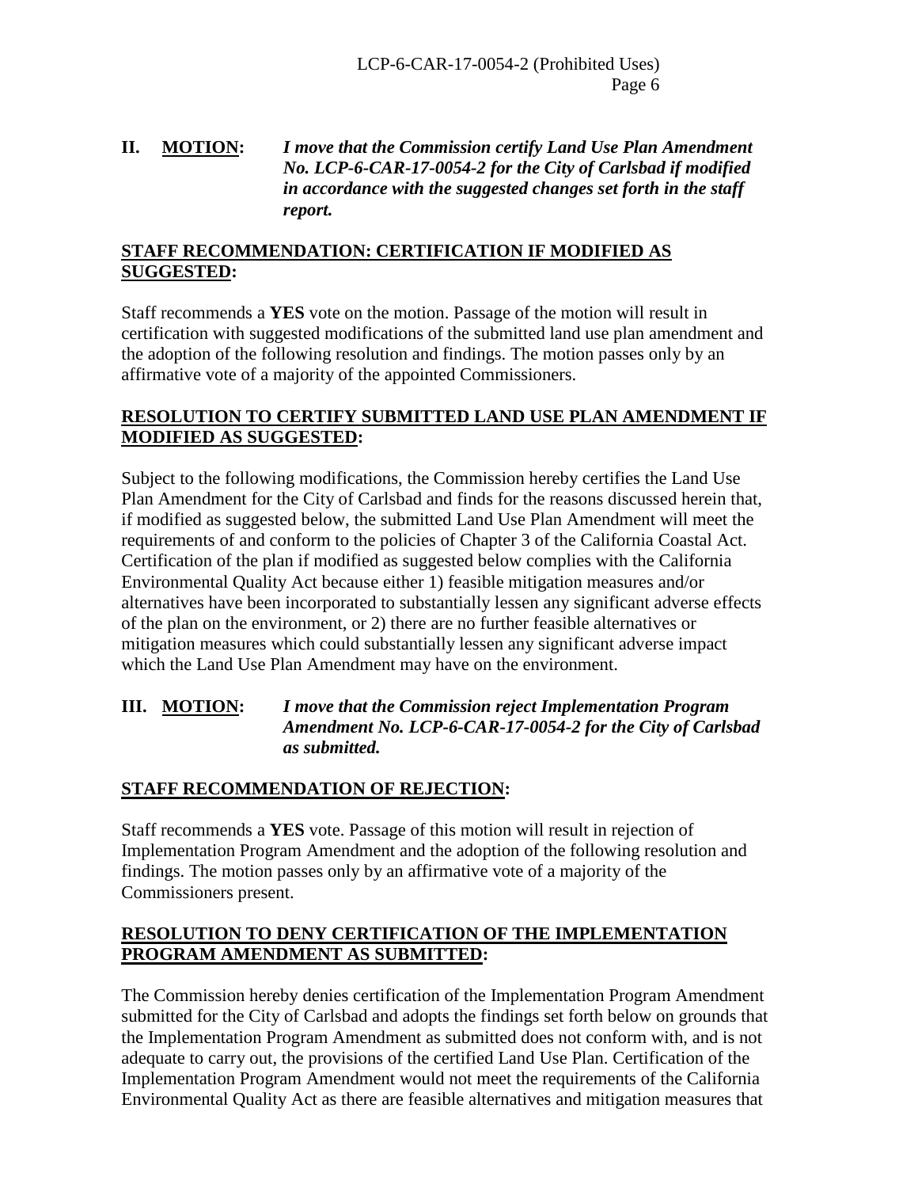**II. MOTION:** ***I move that the Commission certify Land Use Plan Amendment No. LCP-6-CAR-17-0054-2 for the City of Carlsbad if modified in accordance with the suggested changes set forth in the staff report.***

**STAFF RECOMMENDATION: CERTIFICATION IF MODIFIED AS SUGGESTED:**

Staff recommends a **YES** vote on the motion. Passage of the motion will result in certification with suggested modifications of the submitted land use plan amendment and the adoption of the following resolution and findings. The motion passes only by an affirmative vote of a majority of the appointed Commissioners.

**RESOLUTION TO CERTIFY SUBMITTED LAND USE PLAN AMENDMENT IF MODIFIED AS SUGGESTED:**

Subject to the following modifications, the Commission hereby certifies the Land Use Plan Amendment for the City of Carlsbad and finds for the reasons discussed herein that, if modified as suggested below, the submitted Land Use Plan Amendment will meet the requirements of and conform to the policies of Chapter 3 of the California Coastal Act. Certification of the plan if modified as suggested below complies with the California Environmental Quality Act because either 1) feasible mitigation measures and/or alternatives have been incorporated to substantially lessen any significant adverse effects of the plan on the environment, or 2) there are no further feasible alternatives or mitigation measures which could substantially lessen any significant adverse impact which the Land Use Plan Amendment may have on the environment.

**III. MOTION:** ***I move that the Commission reject Implementation Program Amendment No. LCP-6-CAR-17-0054-2 for the City of Carlsbad as submitted.***

**STAFF RECOMMENDATION OF REJECTION:**

Staff recommends a **YES** vote. Passage of this motion will result in rejection of Implementation Program Amendment and the adoption of the following resolution and findings. The motion passes only by an affirmative vote of a majority of the Commissioners present.

**RESOLUTION TO DENY CERTIFICATION OF THE IMPLEMENTATION PROGRAM AMENDMENT AS SUBMITTED:**

The Commission hereby denies certification of the Implementation Program Amendment submitted for the City of Carlsbad and adopts the findings set forth below on grounds that the Implementation Program Amendment as submitted does not conform with, and is not adequate to carry out, the provisions of the certified Land Use Plan. Certification of the Implementation Program Amendment would not meet the requirements of the California Environmental Quality Act as there are feasible alternatives and mitigation measures that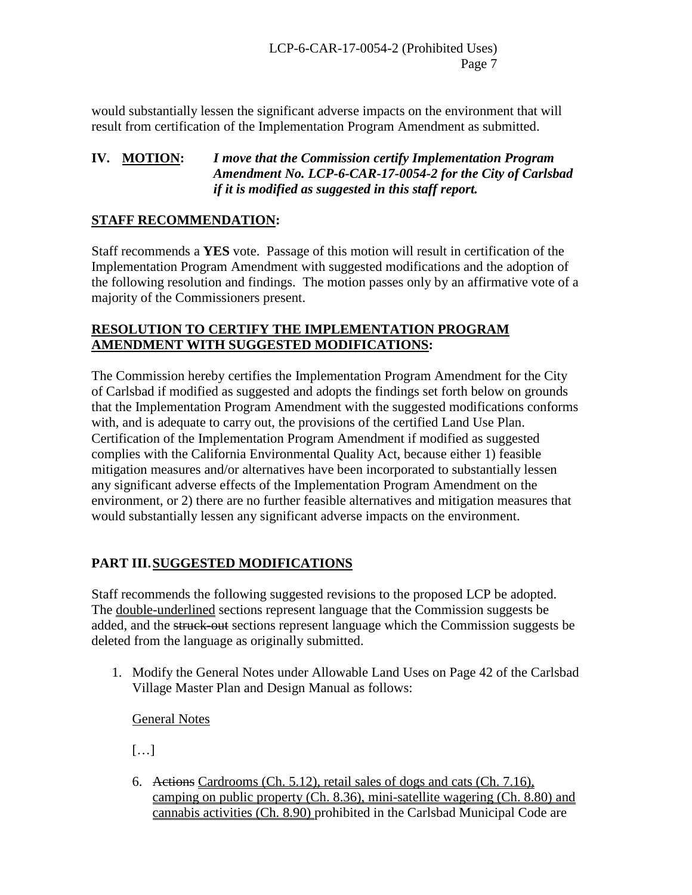would substantially lessen the significant adverse impacts on the environment that will result from certification of the Implementation Program Amendment as submitted.

**IV. <u>MOTION</u>:** ***I move that the Commission certify Implementation Program Amendment No. LCP-6-CAR-17-0054-2 for the City of Carlsbad if it is modified as suggested in this staff report.***

**<u>STAFF RECOMMENDATION</u>:**

Staff recommends a **YES** vote. Passage of this motion will result in certification of the Implementation Program Amendment with suggested modifications and the adoption of the following resolution and findings. The motion passes only by an affirmative vote of a majority of the Commissioners present.

**<u>RESOLUTION TO CERTIFY THE IMPLEMENTATION PROGRAM AMENDMENT WITH SUGGESTED MODIFICATIONS</u>:**

The Commission hereby certifies the Implementation Program Amendment for the City of Carlsbad if modified as suggested and adopts the findings set forth below on grounds that the Implementation Program Amendment with the suggested modifications conforms with, and is adequate to carry out, the provisions of the certified Land Use Plan. Certification of the Implementation Program Amendment if modified as suggested complies with the California Environmental Quality Act, because either 1) feasible mitigation measures and/or alternatives have been incorporated to substantially lessen any significant adverse effects of the Implementation Program Amendment on the environment, or 2) there are no further feasible alternatives and mitigation measures that would substantially lessen any significant adverse impacts on the environment.

## PART III. <u>SUGGESTED MODIFICATIONS</u>

Staff recommends the following suggested revisions to the proposed LCP be adopted. The <u>double-underlined</u> sections represent language that the Commission suggests be added, and the ~~struck-out~~ sections represent language which the Commission suggests be deleted from the language as originally submitted.

1. Modify the General Notes under Allowable Land Uses on Page 42 of the Carlsbad Village Master Plan and Design Manual as follows:

   <u>General Notes</u>

   […]

   6. ~~Actions~~ <u>Cardrooms (Ch. 5.12), retail sales of dogs and cats (Ch. 7.16), camping on public property (Ch. 8.36), mini-satellite wagering (Ch. 8.80) and cannabis activities (Ch. 8.90)</u> prohibited in the Carlsbad Municipal Code are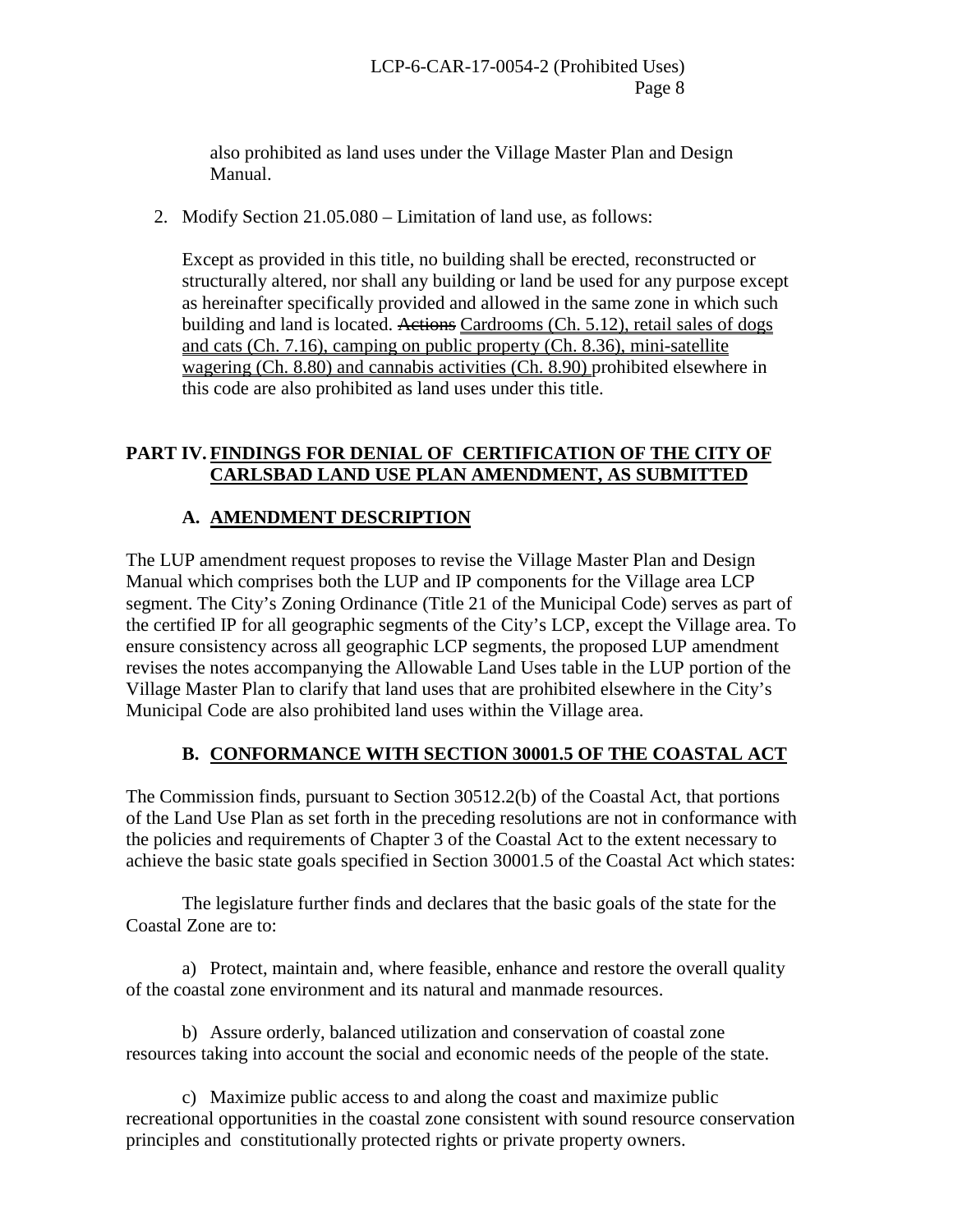also prohibited as land uses under the Village Master Plan and Design Manual.

2. Modify Section 21.05.080 – Limitation of land use, as follows:

   Except as provided in this title, no building shall be erected, reconstructed or structurally altered, nor shall any building or land be used for any purpose except as hereinafter specifically provided and allowed in the same zone in which such building and land is located. ~~Actions~~ <u>Cardrooms (Ch. 5.12), retail sales of dogs and cats (Ch. 7.16), camping on public property (Ch. 8.36), mini-satellite wagering (Ch. 8.80) and cannabis activities (Ch. 8.90)</u> prohibited elsewhere in this code are also prohibited as land uses under this title.

## PART IV. FINDINGS FOR DENIAL OF CERTIFICATION OF THE CITY OF CARLSBAD LAND USE PLAN AMENDMENT, AS SUBMITTED

### A. AMENDMENT DESCRIPTION

The LUP amendment request proposes to revise the Village Master Plan and Design Manual which comprises both the LUP and IP components for the Village area LCP segment. The City's Zoning Ordinance (Title 21 of the Municipal Code) serves as part of the certified IP for all geographic segments of the City's LCP, except the Village area. To ensure consistency across all geographic LCP segments, the proposed LUP amendment revises the notes accompanying the Allowable Land Uses table in the LUP portion of the Village Master Plan to clarify that land uses that are prohibited elsewhere in the City's Municipal Code are also prohibited land uses within the Village area.

### B. CONFORMANCE WITH SECTION 30001.5 OF THE COASTAL ACT

The Commission finds, pursuant to Section 30512.2(b) of the Coastal Act, that portions of the Land Use Plan as set forth in the preceding resolutions are not in conformance with the policies and requirements of Chapter 3 of the Coastal Act to the extent necessary to achieve the basic state goals specified in Section 30001.5 of the Coastal Act which states:

The legislature further finds and declares that the basic goals of the state for the Coastal Zone are to:

a) Protect, maintain and, where feasible, enhance and restore the overall quality of the coastal zone environment and its natural and manmade resources.

b) Assure orderly, balanced utilization and conservation of coastal zone resources taking into account the social and economic needs of the people of the state.

c) Maximize public access to and along the coast and maximize public recreational opportunities in the coastal zone consistent with sound resource conservation principles and constitutionally protected rights or private property owners.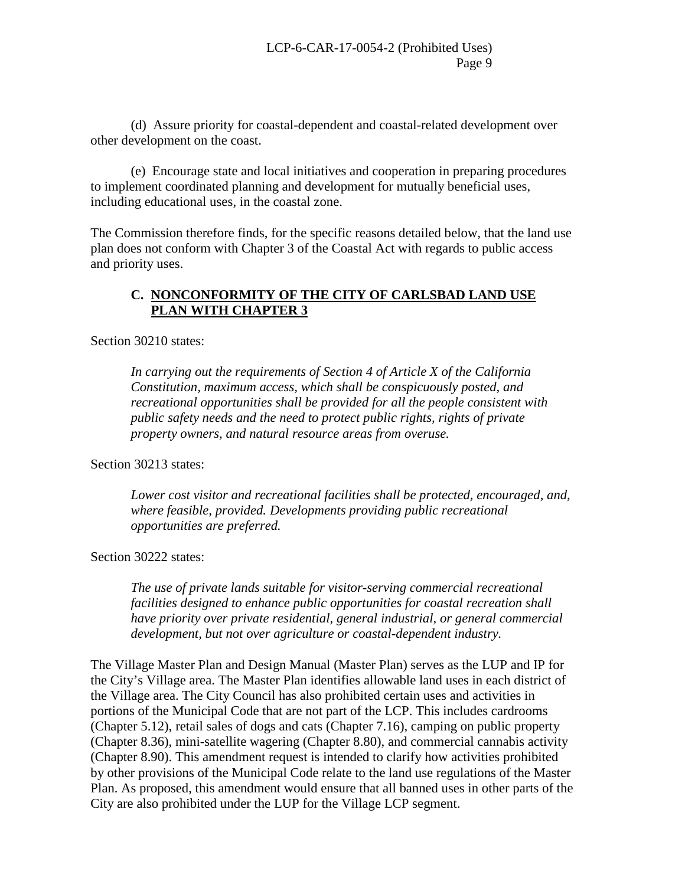(d) Assure priority for coastal-dependent and coastal-related development over other development on the coast.

(e) Encourage state and local initiatives and cooperation in preparing procedures to implement coordinated planning and development for mutually beneficial uses, including educational uses, in the coastal zone.

The Commission therefore finds, for the specific reasons detailed below, that the land use plan does not conform with Chapter 3 of the Coastal Act with regards to public access and priority uses.

### C. NONCONFORMITY OF THE CITY OF CARLSBAD LAND USE PLAN WITH CHAPTER 3

Section 30210 states:

> *In carrying out the requirements of Section 4 of Article X of the California Constitution, maximum access, which shall be conspicuously posted, and recreational opportunities shall be provided for all the people consistent with public safety needs and the need to protect public rights, rights of private property owners, and natural resource areas from overuse.*

Section 30213 states:

> *Lower cost visitor and recreational facilities shall be protected, encouraged, and, where feasible, provided. Developments providing public recreational opportunities are preferred.*

Section 30222 states:

> *The use of private lands suitable for visitor-serving commercial recreational facilities designed to enhance public opportunities for coastal recreation shall have priority over private residential, general industrial, or general commercial development, but not over agriculture or coastal-dependent industry.*

The Village Master Plan and Design Manual (Master Plan) serves as the LUP and IP for the City's Village area. The Master Plan identifies allowable land uses in each district of the Village area. The City Council has also prohibited certain uses and activities in portions of the Municipal Code that are not part of the LCP. This includes cardrooms (Chapter 5.12), retail sales of dogs and cats (Chapter 7.16), camping on public property (Chapter 8.36), mini-satellite wagering (Chapter 8.80), and commercial cannabis activity (Chapter 8.90). This amendment request is intended to clarify how activities prohibited by other provisions of the Municipal Code relate to the land use regulations of the Master Plan. As proposed, this amendment would ensure that all banned uses in other parts of the City are also prohibited under the LUP for the Village LCP segment.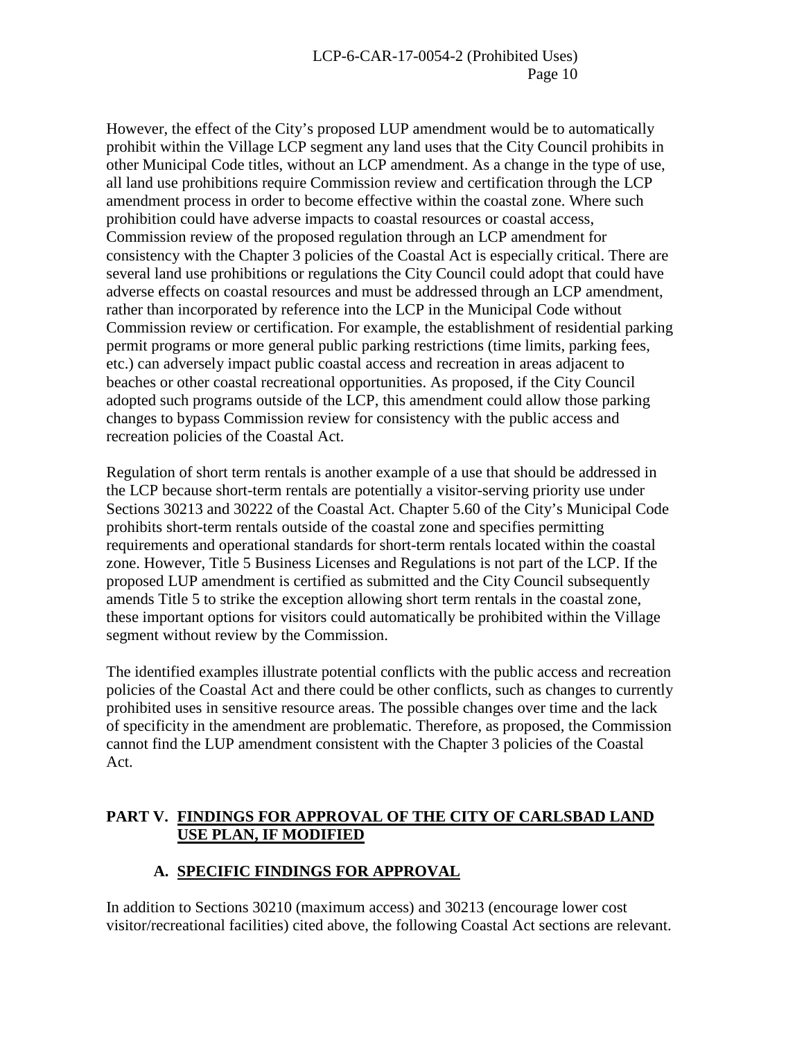However, the effect of the City's proposed LUP amendment would be to automatically prohibit within the Village LCP segment any land uses that the City Council prohibits in other Municipal Code titles, without an LCP amendment. As a change in the type of use, all land use prohibitions require Commission review and certification through the LCP amendment process in order to become effective within the coastal zone. Where such prohibition could have adverse impacts to coastal resources or coastal access, Commission review of the proposed regulation through an LCP amendment for consistency with the Chapter 3 policies of the Coastal Act is especially critical. There are several land use prohibitions or regulations the City Council could adopt that could have adverse effects on coastal resources and must be addressed through an LCP amendment, rather than incorporated by reference into the LCP in the Municipal Code without Commission review or certification. For example, the establishment of residential parking permit programs or more general public parking restrictions (time limits, parking fees, etc.) can adversely impact public coastal access and recreation in areas adjacent to beaches or other coastal recreational opportunities. As proposed, if the City Council adopted such programs outside of the LCP, this amendment could allow those parking changes to bypass Commission review for consistency with the public access and recreation policies of the Coastal Act.

Regulation of short term rentals is another example of a use that should be addressed in the LCP because short-term rentals are potentially a visitor-serving priority use under Sections 30213 and 30222 of the Coastal Act. Chapter 5.60 of the City's Municipal Code prohibits short-term rentals outside of the coastal zone and specifies permitting requirements and operational standards for short-term rentals located within the coastal zone. However, Title 5 Business Licenses and Regulations is not part of the LCP. If the proposed LUP amendment is certified as submitted and the City Council subsequently amends Title 5 to strike the exception allowing short term rentals in the coastal zone, these important options for visitors could automatically be prohibited within the Village segment without review by the Commission.

The identified examples illustrate potential conflicts with the public access and recreation policies of the Coastal Act and there could be other conflicts, such as changes to currently prohibited uses in sensitive resource areas. The possible changes over time and the lack of specificity in the amendment are problematic. Therefore, as proposed, the Commission cannot find the LUP amendment consistent with the Chapter 3 policies of the Coastal Act.

## PART V. FINDINGS FOR APPROVAL OF THE CITY OF CARLSBAD LAND USE PLAN, IF MODIFIED

### A. SPECIFIC FINDINGS FOR APPROVAL

In addition to Sections 30210 (maximum access) and 30213 (encourage lower cost visitor/recreational facilities) cited above, the following Coastal Act sections are relevant.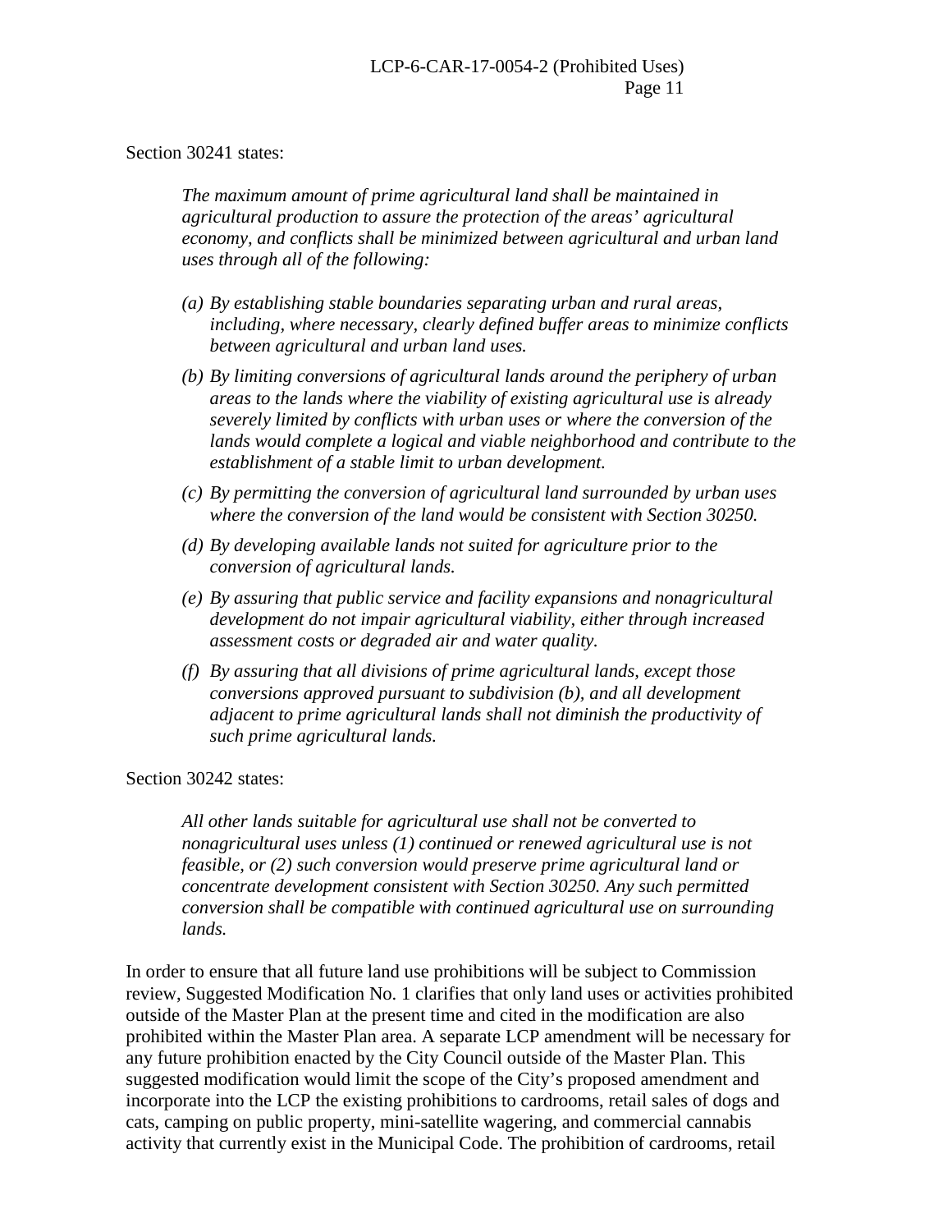Section 30241 states:

> *The maximum amount of prime agricultural land shall be maintained in agricultural production to assure the protection of the areas' agricultural economy, and conflicts shall be minimized between agricultural and urban land uses through all of the following:*
>
> *(a) By establishing stable boundaries separating urban and rural areas, including, where necessary, clearly defined buffer areas to minimize conflicts between agricultural and urban land uses.*
>
> *(b) By limiting conversions of agricultural lands around the periphery of urban areas to the lands where the viability of existing agricultural use is already severely limited by conflicts with urban uses or where the conversion of the lands would complete a logical and viable neighborhood and contribute to the establishment of a stable limit to urban development.*
>
> *(c) By permitting the conversion of agricultural land surrounded by urban uses where the conversion of the land would be consistent with Section 30250.*
>
> *(d) By developing available lands not suited for agriculture prior to the conversion of agricultural lands.*
>
> *(e) By assuring that public service and facility expansions and nonagricultural development do not impair agricultural viability, either through increased assessment costs or degraded air and water quality.*
>
> *(f) By assuring that all divisions of prime agricultural lands, except those conversions approved pursuant to subdivision (b), and all development adjacent to prime agricultural lands shall not diminish the productivity of such prime agricultural lands.*

Section 30242 states:

> *All other lands suitable for agricultural use shall not be converted to nonagricultural uses unless (1) continued or renewed agricultural use is not feasible, or (2) such conversion would preserve prime agricultural land or concentrate development consistent with Section 30250. Any such permitted conversion shall be compatible with continued agricultural use on surrounding lands.*

In order to ensure that all future land use prohibitions will be subject to Commission review, Suggested Modification No. 1 clarifies that only land uses or activities prohibited outside of the Master Plan at the present time and cited in the modification are also prohibited within the Master Plan area. A separate LCP amendment will be necessary for any future prohibition enacted by the City Council outside of the Master Plan. This suggested modification would limit the scope of the City's proposed amendment and incorporate into the LCP the existing prohibitions to cardrooms, retail sales of dogs and cats, camping on public property, mini-satellite wagering, and commercial cannabis activity that currently exist in the Municipal Code. The prohibition of cardrooms, retail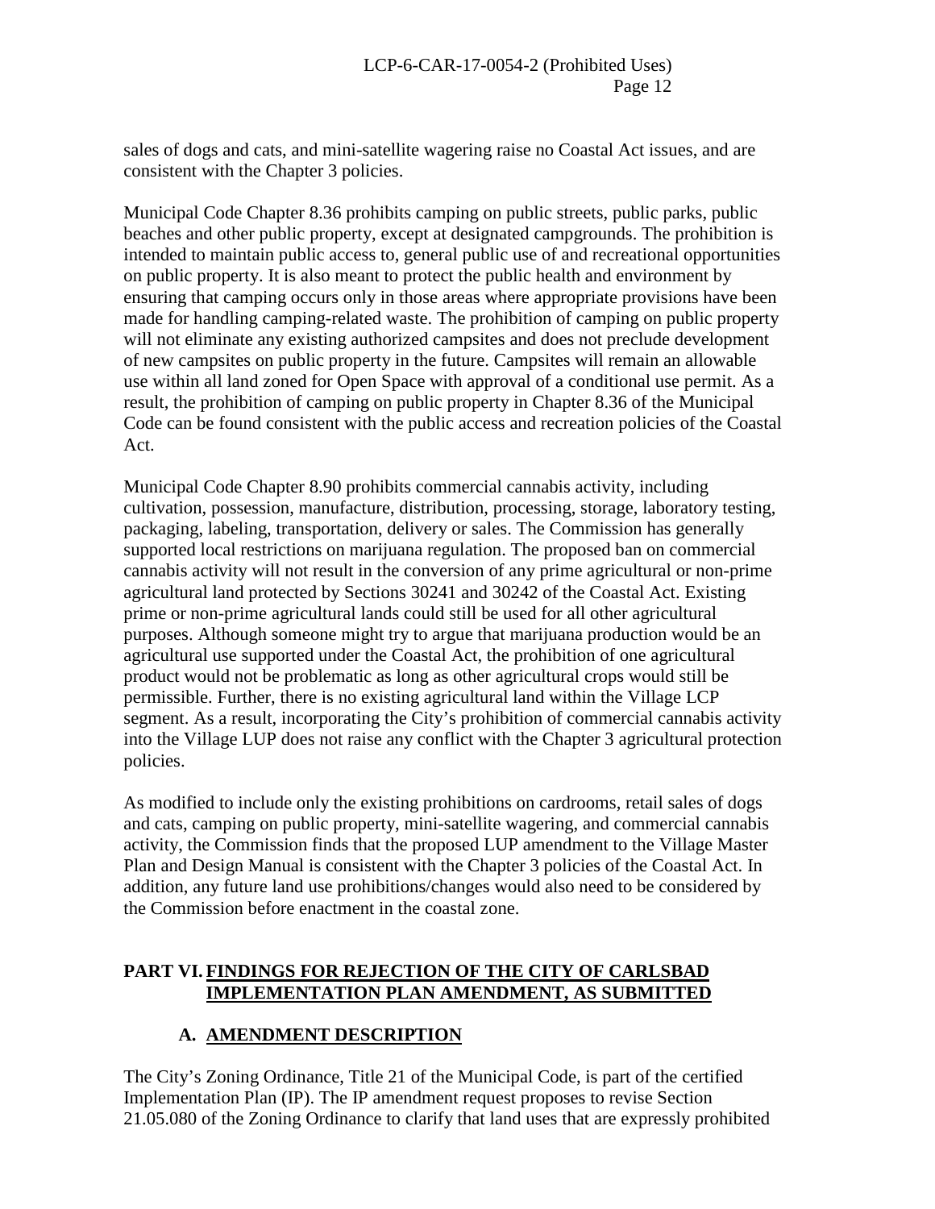sales of dogs and cats, and mini-satellite wagering raise no Coastal Act issues, and are consistent with the Chapter 3 policies.

Municipal Code Chapter 8.36 prohibits camping on public streets, public parks, public beaches and other public property, except at designated campgrounds. The prohibition is intended to maintain public access to, general public use of and recreational opportunities on public property. It is also meant to protect the public health and environment by ensuring that camping occurs only in those areas where appropriate provisions have been made for handling camping-related waste. The prohibition of camping on public property will not eliminate any existing authorized campsites and does not preclude development of new campsites on public property in the future. Campsites will remain an allowable use within all land zoned for Open Space with approval of a conditional use permit. As a result, the prohibition of camping on public property in Chapter 8.36 of the Municipal Code can be found consistent with the public access and recreation policies of the Coastal Act.

Municipal Code Chapter 8.90 prohibits commercial cannabis activity, including cultivation, possession, manufacture, distribution, processing, storage, laboratory testing, packaging, labeling, transportation, delivery or sales. The Commission has generally supported local restrictions on marijuana regulation. The proposed ban on commercial cannabis activity will not result in the conversion of any prime agricultural or non-prime agricultural land protected by Sections 30241 and 30242 of the Coastal Act. Existing prime or non-prime agricultural lands could still be used for all other agricultural purposes. Although someone might try to argue that marijuana production would be an agricultural use supported under the Coastal Act, the prohibition of one agricultural product would not be problematic as long as other agricultural crops would still be permissible. Further, there is no existing agricultural land within the Village LCP segment. As a result, incorporating the City's prohibition of commercial cannabis activity into the Village LUP does not raise any conflict with the Chapter 3 agricultural protection policies.

As modified to include only the existing prohibitions on cardrooms, retail sales of dogs and cats, camping on public property, mini-satellite wagering, and commercial cannabis activity, the Commission finds that the proposed LUP amendment to the Village Master Plan and Design Manual is consistent with the Chapter 3 policies of the Coastal Act. In addition, any future land use prohibitions/changes would also need to be considered by the Commission before enactment in the coastal zone.

## PART VI. FINDINGS FOR REJECTION OF THE CITY OF CARLSBAD IMPLEMENTATION PLAN AMENDMENT, AS SUBMITTED

### A. AMENDMENT DESCRIPTION

The City's Zoning Ordinance, Title 21 of the Municipal Code, is part of the certified Implementation Plan (IP). The IP amendment request proposes to revise Section 21.05.080 of the Zoning Ordinance to clarify that land uses that are expressly prohibited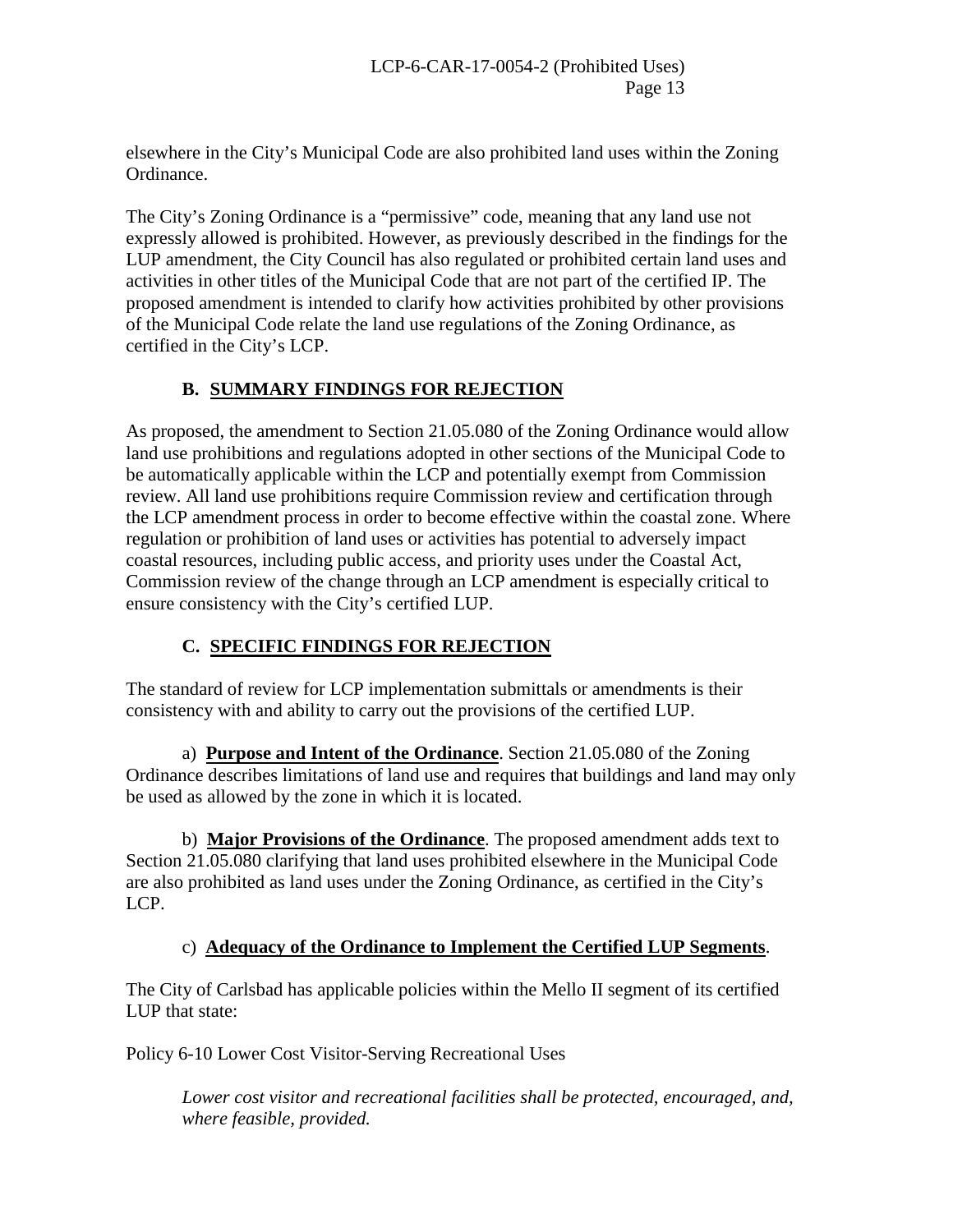elsewhere in the City's Municipal Code are also prohibited land uses within the Zoning Ordinance.

The City's Zoning Ordinance is a "permissive" code, meaning that any land use not expressly allowed is prohibited. However, as previously described in the findings for the LUP amendment, the City Council has also regulated or prohibited certain land uses and activities in other titles of the Municipal Code that are not part of the certified IP. The proposed amendment is intended to clarify how activities prohibited by other provisions of the Municipal Code relate the land use regulations of the Zoning Ordinance, as certified in the City's LCP.

## B. SUMMARY FINDINGS FOR REJECTION

As proposed, the amendment to Section 21.05.080 of the Zoning Ordinance would allow land use prohibitions and regulations adopted in other sections of the Municipal Code to be automatically applicable within the LCP and potentially exempt from Commission review. All land use prohibitions require Commission review and certification through the LCP amendment process in order to become effective within the coastal zone. Where regulation or prohibition of land uses or activities has potential to adversely impact coastal resources, including public access, and priority uses under the Coastal Act, Commission review of the change through an LCP amendment is especially critical to ensure consistency with the City's certified LUP.

## C. SPECIFIC FINDINGS FOR REJECTION

The standard of review for LCP implementation submittals or amendments is their consistency with and ability to carry out the provisions of the certified LUP.

a) **Purpose and Intent of the Ordinance**. Section 21.05.080 of the Zoning Ordinance describes limitations of land use and requires that buildings and land may only be used as allowed by the zone in which it is located.

b) **Major Provisions of the Ordinance**. The proposed amendment adds text to Section 21.05.080 clarifying that land uses prohibited elsewhere in the Municipal Code are also prohibited as land uses under the Zoning Ordinance, as certified in the City's LCP.

c) **Adequacy of the Ordinance to Implement the Certified LUP Segments**.

The City of Carlsbad has applicable policies within the Mello II segment of its certified LUP that state:

Policy 6-10 Lower Cost Visitor-Serving Recreational Uses

> *Lower cost visitor and recreational facilities shall be protected, encouraged, and, where feasible, provided.*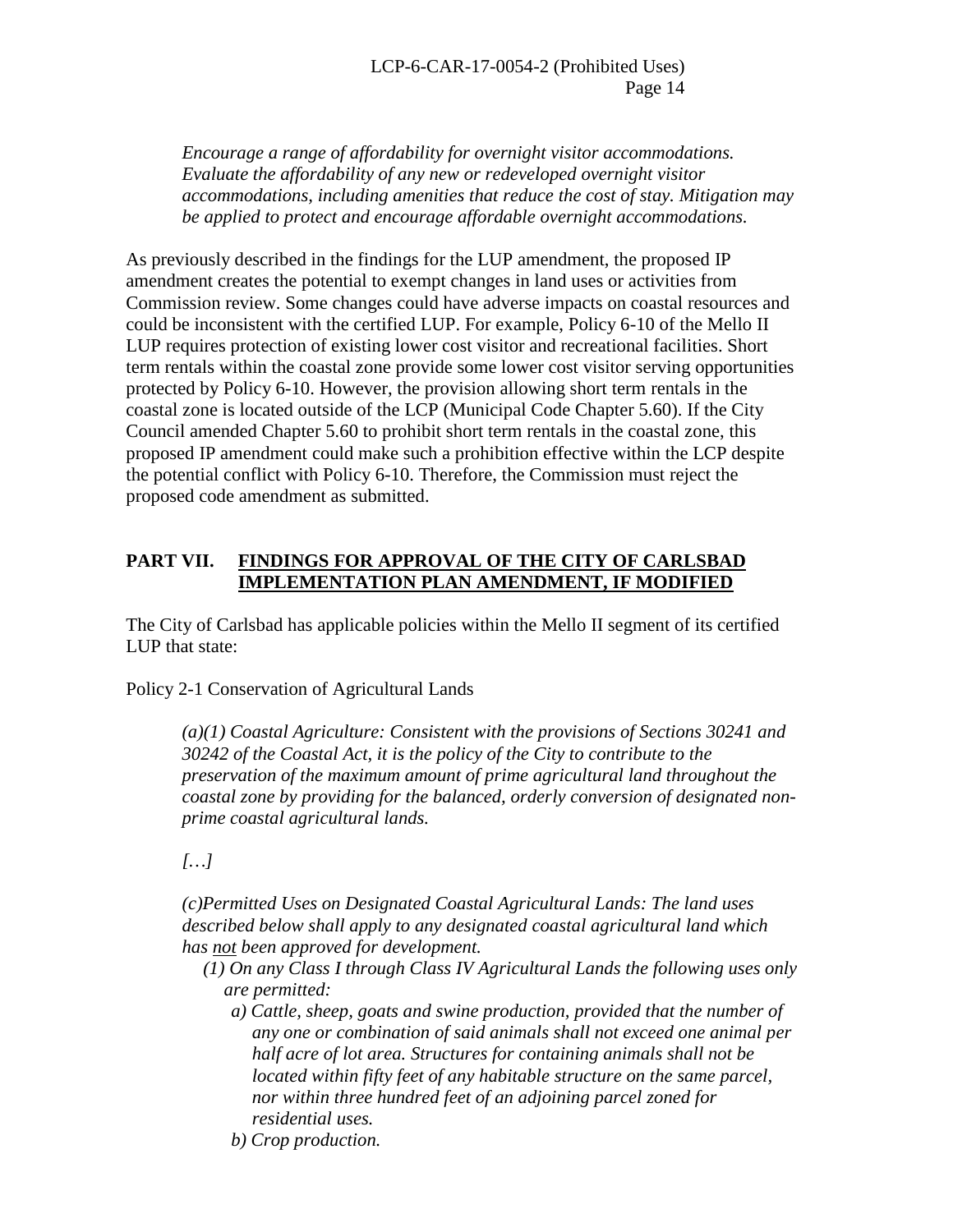*Encourage a range of affordability for overnight visitor accommodations. Evaluate the affordability of any new or redeveloped overnight visitor accommodations, including amenities that reduce the cost of stay. Mitigation may be applied to protect and encourage affordable overnight accommodations.*

As previously described in the findings for the LUP amendment, the proposed IP amendment creates the potential to exempt changes in land uses or activities from Commission review. Some changes could have adverse impacts on coastal resources and could be inconsistent with the certified LUP. For example, Policy 6-10 of the Mello II LUP requires protection of existing lower cost visitor and recreational facilities. Short term rentals within the coastal zone provide some lower cost visitor serving opportunities protected by Policy 6-10. However, the provision allowing short term rentals in the coastal zone is located outside of the LCP (Municipal Code Chapter 5.60). If the City Council amended Chapter 5.60 to prohibit short term rentals in the coastal zone, this proposed IP amendment could make such a prohibition effective within the LCP despite the potential conflict with Policy 6-10. Therefore, the Commission must reject the proposed code amendment as submitted.

## PART VII. FINDINGS FOR APPROVAL OF THE CITY OF CARLSBAD IMPLEMENTATION PLAN AMENDMENT, IF MODIFIED

The City of Carlsbad has applicable policies within the Mello II segment of its certified LUP that state:

Policy 2-1 Conservation of Agricultural Lands

*(a)(1) Coastal Agriculture: Consistent with the provisions of Sections 30241 and 30242 of the Coastal Act, it is the policy of the City to contribute to the preservation of the maximum amount of prime agricultural land throughout the coastal zone by providing for the balanced, orderly conversion of designated non-prime coastal agricultural lands.*

*[…]*

*(c)Permitted Uses on Designated Coastal Agricultural Lands: The land uses described below shall apply to any designated coastal agricultural land which has not been approved for development.*

*(1) On any Class I through Class IV Agricultural Lands the following uses only are permitted:*

*a) Cattle, sheep, goats and swine production, provided that the number of any one or combination of said animals shall not exceed one animal per half acre of lot area. Structures for containing animals shall not be located within fifty feet of any habitable structure on the same parcel, nor within three hundred feet of an adjoining parcel zoned for residential uses.*

*b) Crop production.*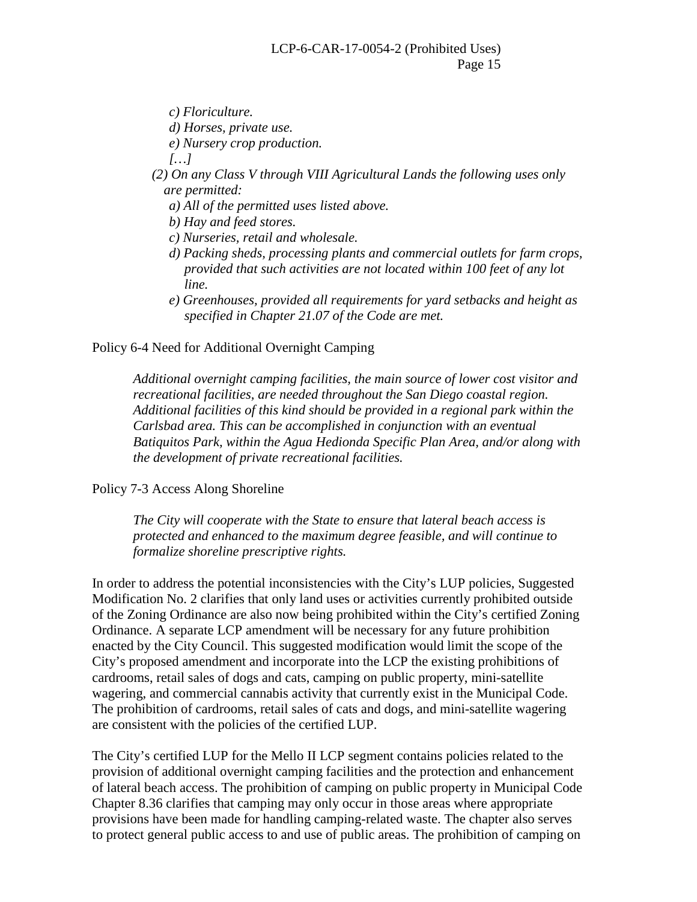*c) Floriculture.*

*d) Horses, private use.*

*e) Nursery crop production.*

*[…]*

*(2) On any Class V through VIII Agricultural Lands the following uses only are permitted:*

*a) All of the permitted uses listed above.*

*b) Hay and feed stores.*

*c) Nurseries, retail and wholesale.*

*d) Packing sheds, processing plants and commercial outlets for farm crops, provided that such activities are not located within 100 feet of any lot line.*

*e) Greenhouses, provided all requirements for yard setbacks and height as specified in Chapter 21.07 of the Code are met.*

Policy 6-4 Need for Additional Overnight Camping

> *Additional overnight camping facilities, the main source of lower cost visitor and recreational facilities, are needed throughout the San Diego coastal region. Additional facilities of this kind should be provided in a regional park within the Carlsbad area. This can be accomplished in conjunction with an eventual Batiquitos Park, within the Agua Hedionda Specific Plan Area, and/or along with the development of private recreational facilities.*

Policy 7-3 Access Along Shoreline

> *The City will cooperate with the State to ensure that lateral beach access is protected and enhanced to the maximum degree feasible, and will continue to formalize shoreline prescriptive rights.*

In order to address the potential inconsistencies with the City's LUP policies, Suggested Modification No. 2 clarifies that only land uses or activities currently prohibited outside of the Zoning Ordinance are also now being prohibited within the City's certified Zoning Ordinance. A separate LCP amendment will be necessary for any future prohibition enacted by the City Council. This suggested modification would limit the scope of the City's proposed amendment and incorporate into the LCP the existing prohibitions of cardrooms, retail sales of dogs and cats, camping on public property, mini-satellite wagering, and commercial cannabis activity that currently exist in the Municipal Code. The prohibition of cardrooms, retail sales of cats and dogs, and mini-satellite wagering are consistent with the policies of the certified LUP.

The City's certified LUP for the Mello II LCP segment contains policies related to the provision of additional overnight camping facilities and the protection and enhancement of lateral beach access. The prohibition of camping on public property in Municipal Code Chapter 8.36 clarifies that camping may only occur in those areas where appropriate provisions have been made for handling camping-related waste. The chapter also serves to protect general public access to and use of public areas. The prohibition of camping on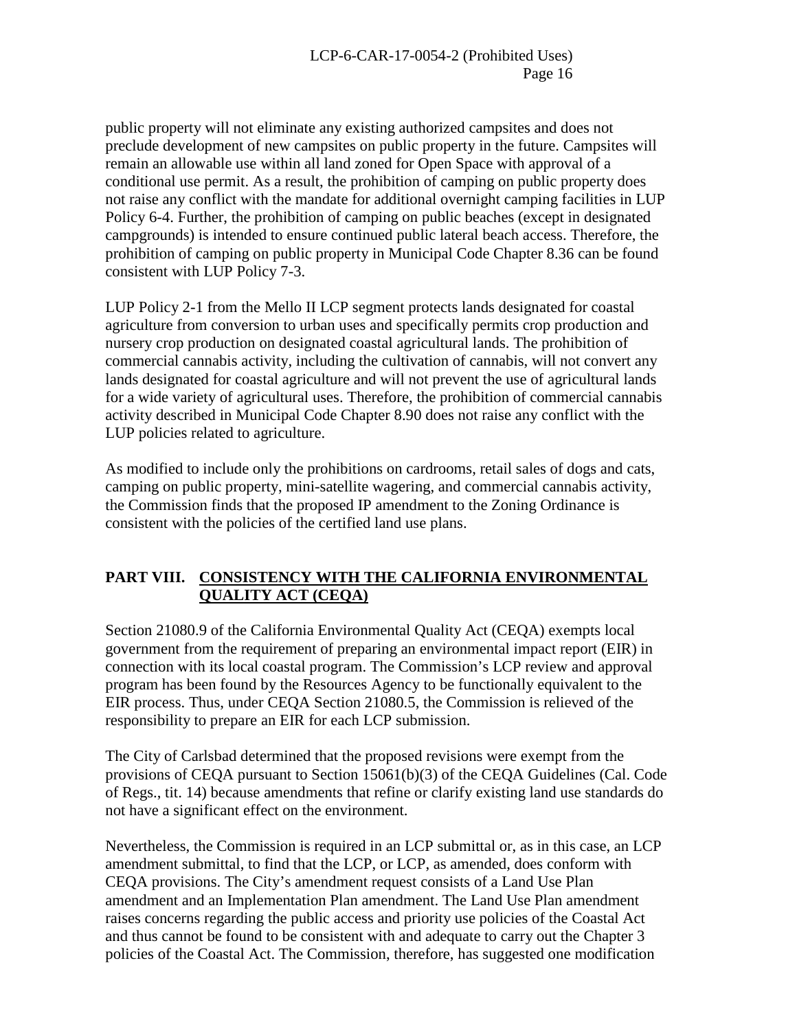public property will not eliminate any existing authorized campsites and does not preclude development of new campsites on public property in the future. Campsites will remain an allowable use within all land zoned for Open Space with approval of a conditional use permit. As a result, the prohibition of camping on public property does not raise any conflict with the mandate for additional overnight camping facilities in LUP Policy 6-4. Further, the prohibition of camping on public beaches (except in designated campgrounds) is intended to ensure continued public lateral beach access. Therefore, the prohibition of camping on public property in Municipal Code Chapter 8.36 can be found consistent with LUP Policy 7-3.

LUP Policy 2-1 from the Mello II LCP segment protects lands designated for coastal agriculture from conversion to urban uses and specifically permits crop production and nursery crop production on designated coastal agricultural lands. The prohibition of commercial cannabis activity, including the cultivation of cannabis, will not convert any lands designated for coastal agriculture and will not prevent the use of agricultural lands for a wide variety of agricultural uses. Therefore, the prohibition of commercial cannabis activity described in Municipal Code Chapter 8.90 does not raise any conflict with the LUP policies related to agriculture.

As modified to include only the prohibitions on cardrooms, retail sales of dogs and cats, camping on public property, mini-satellite wagering, and commercial cannabis activity, the Commission finds that the proposed IP amendment to the Zoning Ordinance is consistent with the policies of the certified land use plans.

## PART VIII. CONSISTENCY WITH THE CALIFORNIA ENVIRONMENTAL QUALITY ACT (CEQA)

Section 21080.9 of the California Environmental Quality Act (CEQA) exempts local government from the requirement of preparing an environmental impact report (EIR) in connection with its local coastal program. The Commission's LCP review and approval program has been found by the Resources Agency to be functionally equivalent to the EIR process. Thus, under CEQA Section 21080.5, the Commission is relieved of the responsibility to prepare an EIR for each LCP submission.

The City of Carlsbad determined that the proposed revisions were exempt from the provisions of CEQA pursuant to Section 15061(b)(3) of the CEQA Guidelines (Cal. Code of Regs., tit. 14) because amendments that refine or clarify existing land use standards do not have a significant effect on the environment.

Nevertheless, the Commission is required in an LCP submittal or, as in this case, an LCP amendment submittal, to find that the LCP, or LCP, as amended, does conform with CEQA provisions. The City's amendment request consists of a Land Use Plan amendment and an Implementation Plan amendment. The Land Use Plan amendment raises concerns regarding the public access and priority use policies of the Coastal Act and thus cannot be found to be consistent with and adequate to carry out the Chapter 3 policies of the Coastal Act. The Commission, therefore, has suggested one modification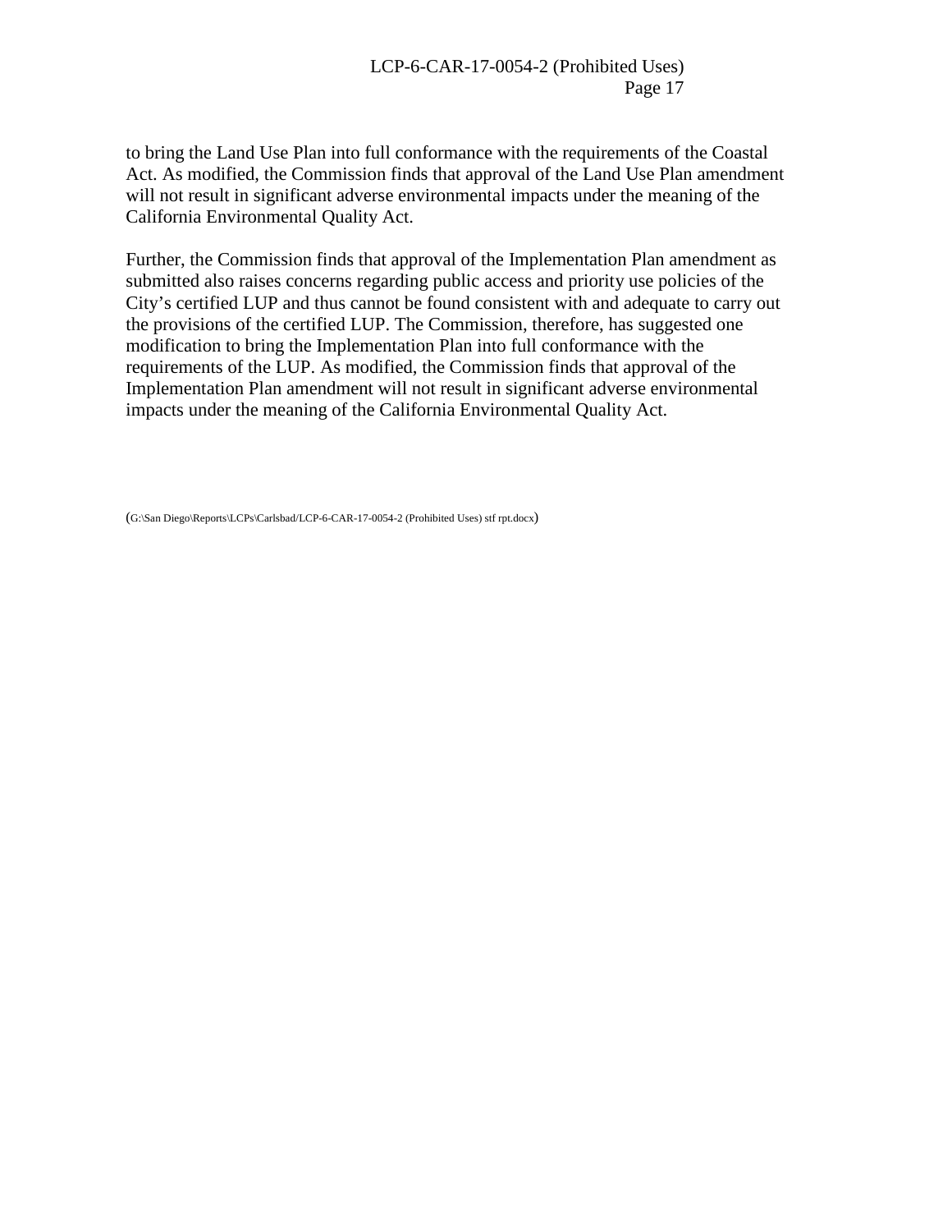to bring the Land Use Plan into full conformance with the requirements of the Coastal Act. As modified, the Commission finds that approval of the Land Use Plan amendment will not result in significant adverse environmental impacts under the meaning of the California Environmental Quality Act.

Further, the Commission finds that approval of the Implementation Plan amendment as submitted also raises concerns regarding public access and priority use policies of the City's certified LUP and thus cannot be found consistent with and adequate to carry out the provisions of the certified LUP. The Commission, therefore, has suggested one modification to bring the Implementation Plan into full conformance with the requirements of the LUP. As modified, the Commission finds that approval of the Implementation Plan amendment will not result in significant adverse environmental impacts under the meaning of the California Environmental Quality Act.

(G:\San Diego\Reports\LCPs\Carlsbad/LCP-6-CAR-17-0054-2 (Prohibited Uses) stf rpt.docx)